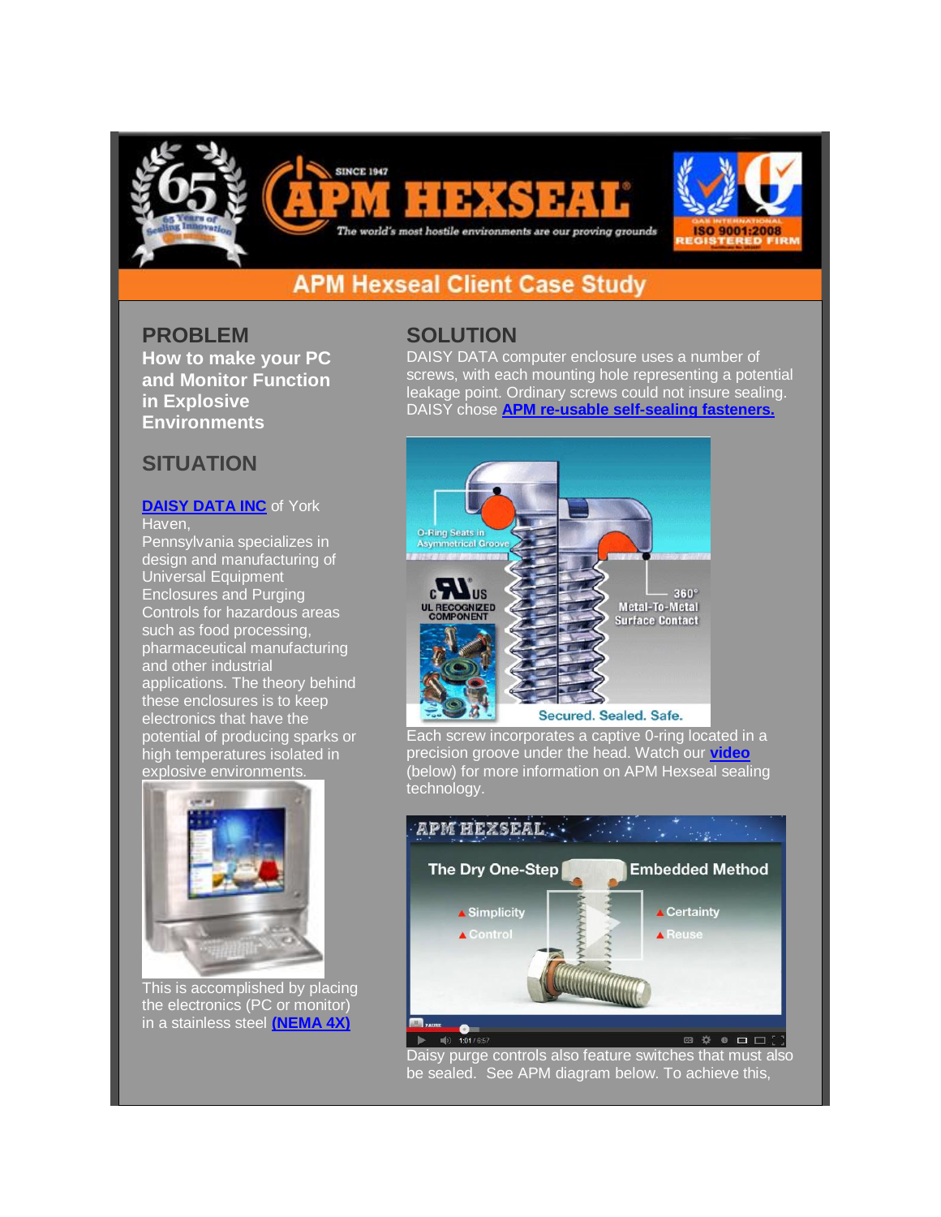## APM Hexseal Client Case Study

## PROBLEM

**How to make your PC and Monitor Function in Explosive Environments**

## SITUATION

**DAISY DATA INC** of York Haven, Pennsylvania specializes in design and manufacturing of Universal Equipment Enclosures and Purging Controls for hazardous areas such as food processing, pharmaceutical manufacturing and other industrial applications. The theory behind these enclosures is to keep electronics that have the potential of producing sparks or high temperatures isolated in explosive environments.

This is accomplished by placing the electronics (PC or monitor) in a stainless steel **(NEMA 4X)**

## SOLUTION

DAISY DATA computer enclosure uses a number of screws, with each mounting hole representing a potential leakage point. Ordinary screws could not insure sealing. DAISY chose **APM re-usable self-sealing fasteners.**

Each screw incorporates a captive 0-ring located in a precision groove under the head. Watch our **video** (below) for more information on APM Hexseal sealing technology.

Daisy purge controls also feature switches that must also be sealed. See APM diagram below. To achieve this,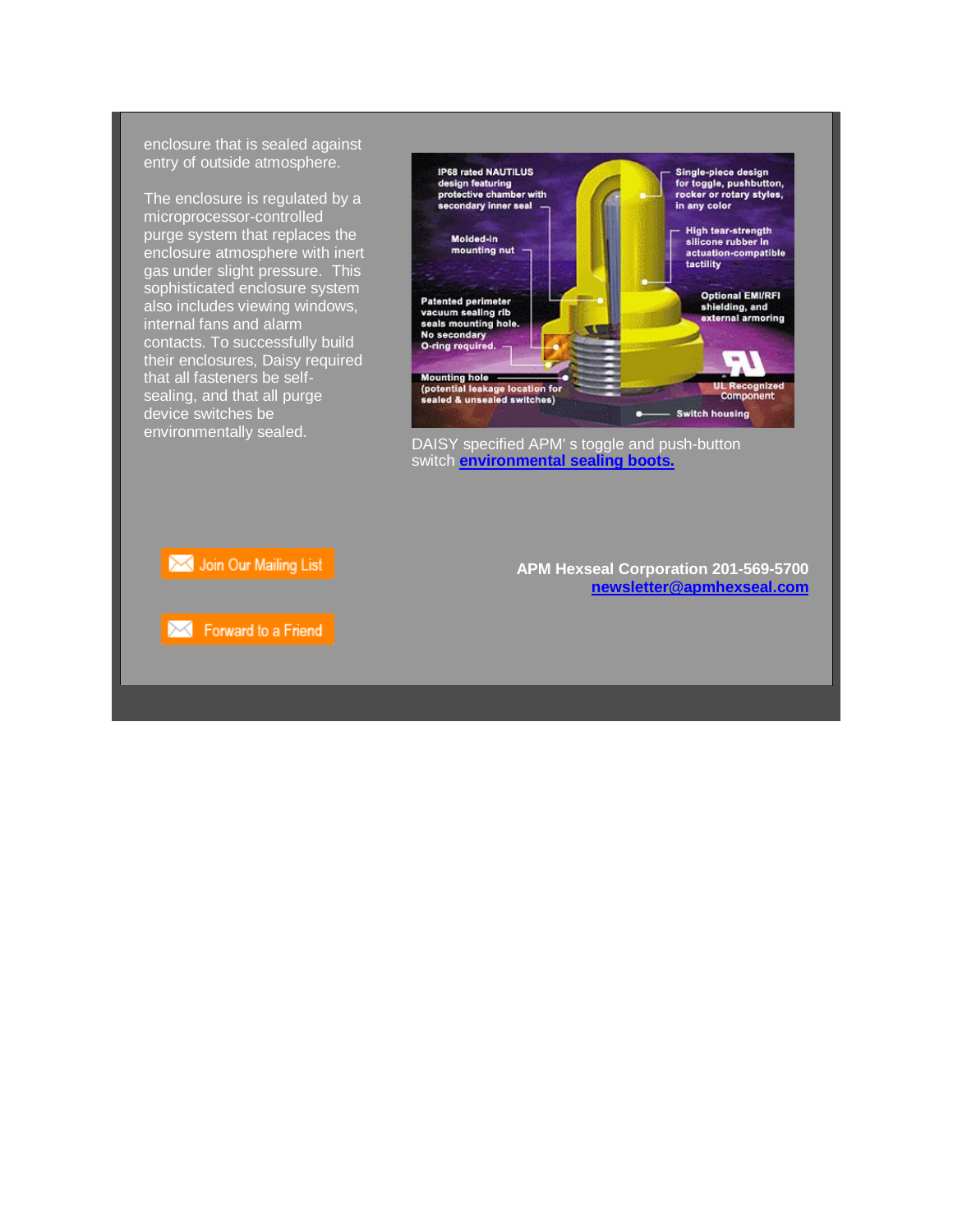enclosure that is sealed against entry of outside atmosphere.

The enclosure is regulated by a microprocessor-controlled purge system that replaces the enclosure atmosphere with inert gas under slight pressure. This sophisticated enclosure system also includes viewing windows, internal fans and alarm contacts. To successfully build their enclosures, Daisy required that all fasteners be self-sealing, and that all purge device switches be environmentally sealed.

DAISY specified APM' s toggle and push-button switch **environmental sealing boots.**

Join Our Mailing List

Forward to a Friend

**APM Hexseal Corporation 201-569-5700**
**newsletter@apmhexseal.com**